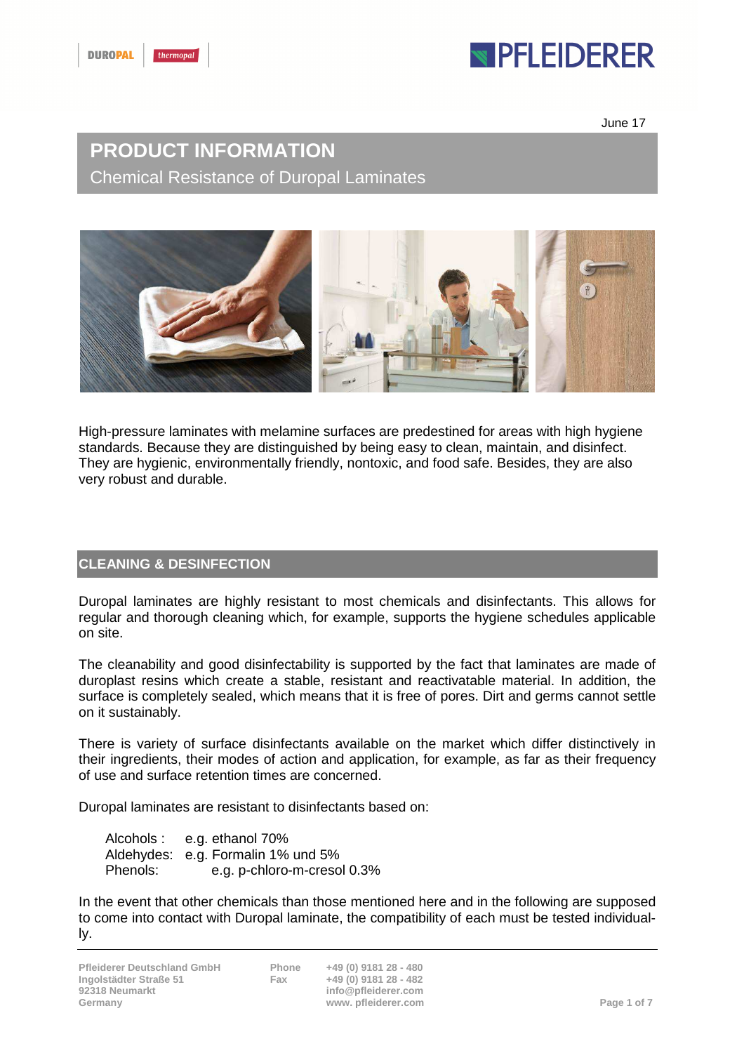June 17

# PRODUCT INFORMATION

## Chemical Resistance of Duropal Laminates

High-pressure laminates with melamine surfaces are predestined for areas with high hygiene standards. Because they are distinguished by being easy to clean, maintain, and disinfect. They are hygienic, environmentally friendly, nontoxic, and food safe. Besides, they are also very robust and durable.

## CLEANING & DESINFECTION

Duropal laminates are highly resistant to most chemicals and disinfectants. This allows for regular and thorough cleaning which, for example, supports the hygiene schedules applicable on site.

The cleanability and good disinfectability is supported by the fact that laminates are made of duroplast resins which create a stable, resistant and reactivatable material. In addition, the surface is completely sealed, which means that it is free of pores. Dirt and germs cannot settle on it sustainably.

There is variety of surface disinfectants available on the market which differ distinctively in their ingredients, their modes of action and application, for example, as far as their frequency of use and surface retention times are concerned.

Duropal laminates are resistant to disinfectants based on:

- Alcohols : e.g. ethanol 70%
- Aldehydes: e.g. Formalin 1% und 5%
- Phenols: e.g. p-chloro-m-cresol 0.3%

In the event that other chemicals than those mentioned here and in the following are supposed to come into contact with Duropal laminate, the compatibility of each must be tested individually.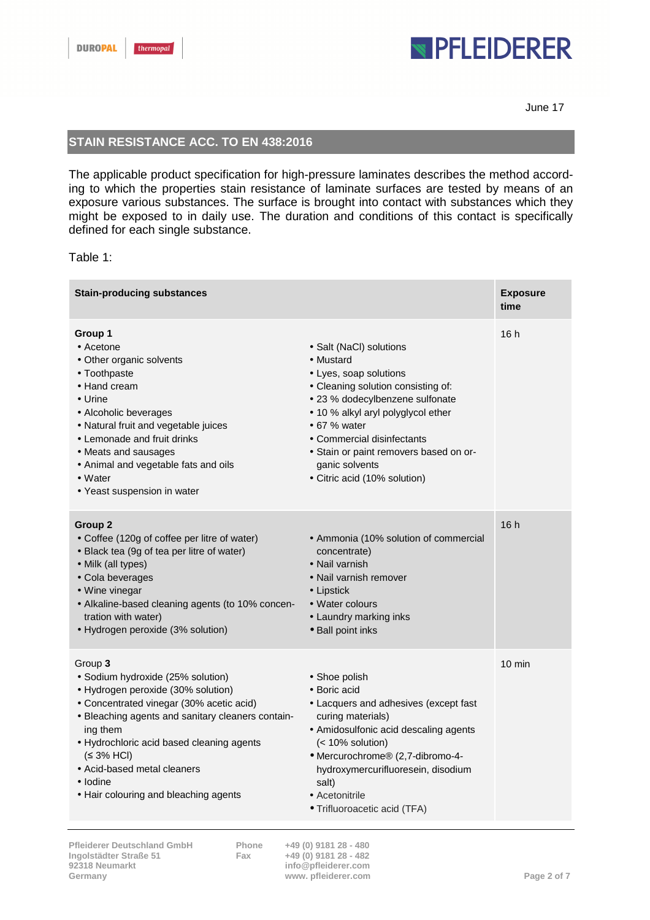June 17

## STAIN RESISTANCE ACC. TO EN 438:2016

The applicable product specification for high-pressure laminates describes the method according to which the properties stain resistance of laminate surfaces are tested by means of an exposure various substances. The surface is brought into contact with substances which they might be exposed to in daily use. The duration and conditions of this contact is specifically defined for each single substance.

Table 1:

| **Stain-producing substances** | | **Exposure time** |
|---|---|---|
| **Group 1**<br>• Acetone<br>• Other organic solvents<br>• Toothpaste<br>• Hand cream<br>• Urine<br>• Alcoholic beverages<br>• Natural fruit and vegetable juices<br>• Lemonade and fruit drinks<br>• Meats and sausages<br>• Animal and vegetable fats and oils<br>• Water<br>• Yeast suspension in water | • Salt (NaCl) solutions<br>• Mustard<br>• Lyes, soap solutions<br>• Cleaning solution consisting of:<br>• 23 % dodecylbenzene sulfonate<br>• 10 % alkyl aryl polyglycol ether<br>• 67 % water<br>• Commercial disinfectants<br>• Stain or paint removers based on organic solvents<br>• Citric acid (10% solution) | 16 h |
| **Group 2**<br>• Coffee (120g of coffee per litre of water)<br>• Black tea (9g of tea per litre of water)<br>• Milk (all types)<br>• Cola beverages<br>• Wine vinegar<br>• Alkaline-based cleaning agents (to 10% concentration with water)<br>• Hydrogen peroxide (3% solution) | • Ammonia (10% solution of commercial concentrate)<br>• Nail varnish<br>• Nail varnish remover<br>• Lipstick<br>• Water colours<br>• Laundry marking inks<br>• Ball point inks | 16 h |
| Group **3**<br>• Sodium hydroxide (25% solution)<br>• Hydrogen peroxide (30% solution)<br>• Concentrated vinegar (30% acetic acid)<br>• Bleaching agents and sanitary cleaners containing them<br>• Hydrochloric acid based cleaning agents (≤ 3% HCl)<br>• Acid-based metal cleaners<br>• Iodine<br>• Hair colouring and bleaching agents | • Shoe polish<br>• Boric acid<br>• Lacquers and adhesives (except fast curing materials)<br>• Amidosulfonic acid descaling agents (< 10% solution)<br>• Mercurochrome® (2,7-dibromo-4-hydroxymercurifluoresein, disodium salt)<br>• Acetonitrile<br>• Trifluoroacetic acid (TFA) | 10 min |

**Pfleiderer Deutschland GmbH**
**Ingolstädter Straße 51**
**92318 Neumarkt**
**Germany**

**Phone** **+49 (0) 9181 28 - 480**
**Fax** **+49 (0) 9181 28 - 482**
**info@pfleiderer.com**
**www. pfleiderer.com**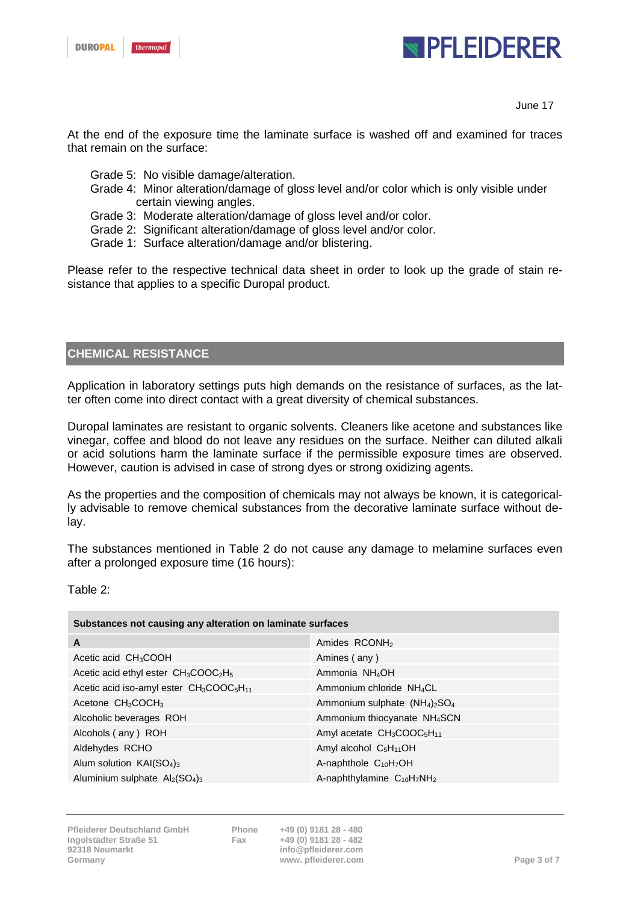June 17

At the end of the exposure time the laminate surface is washed off and examined for traces that remain on the surface:

- Grade 5: No visible damage/alteration.
- Grade 4: Minor alteration/damage of gloss level and/or color which is only visible under certain viewing angles.
- Grade 3: Moderate alteration/damage of gloss level and/or color.
- Grade 2: Significant alteration/damage of gloss level and/or color.
- Grade 1: Surface alteration/damage and/or blistering.

Please refer to the respective technical data sheet in order to look up the grade of stain resistance that applies to a specific Duropal product.

## CHEMICAL RESISTANCE

Application in laboratory settings puts high demands on the resistance of surfaces, as the latter often come into direct contact with a great diversity of chemical substances.

Duropal laminates are resistant to organic solvents. Cleaners like acetone and substances like vinegar, coffee and blood do not leave any residues on the surface. Neither can diluted alkali or acid solutions harm the laminate surface if the permissible exposure times are observed. However, caution is advised in case of strong dyes or strong oxidizing agents.

As the properties and the composition of chemicals may not always be known, it is categorically advisable to remove chemical substances from the decorative laminate surface without delay.

The substances mentioned in Table 2 do not cause any damage to melamine surfaces even after a prolonged exposure time (16 hours):

Table 2:

| **Substances not causing any alteration on laminate surfaces** | |
|---|---|
| **A** | Amides $RCONH_2$ |
| Acetic acid $CH_3COOH$ | Amines ( any ) |
| Acetic acid ethyl ester $CH_3COOC_2H_5$ | Ammonia $NH_4OH$ |
| Acetic acid iso-amyl ester $CH_3COOC_5H_{11}$ | Ammonium chloride $NH_4CL$ |
| Acetone $CH_3COCH_3$ | Ammonium sulphate $(NH_4)_2SO_4$ |
| Alcoholic beverages ROH | Ammonium thiocyanate $NH_4SCN$ |
| Alcohols ( any ) ROH | Amyl acetate $CH_3COOC_5H_{11}$ |
| Aldehydes RCHO | Amyl alcohol $C_5H_{11}OH$ |
| Alum solution $KAl(SO_4)_3$ | A-naphthole $C_{10}H_7OH$ |
| Aluminium sulphate $Al_2(SO_4)_3$ | A-naphthylamine $C_{10}H_7NH_2$ |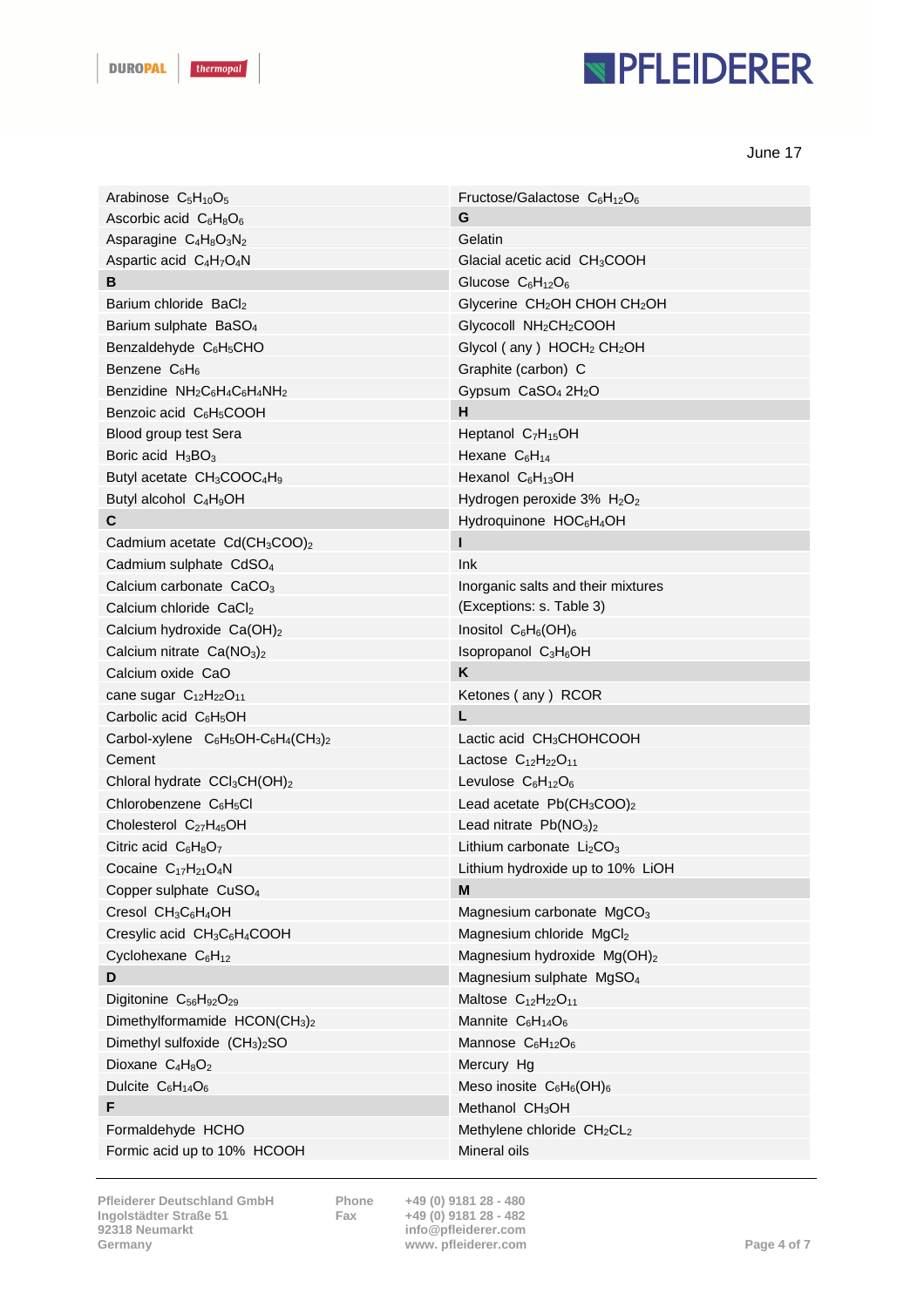June 17

| | |
|---|---|
| Arabinose $C_5H_{10}O_5$ | Fructose/Galactose $C_6H_{12}O_6$ |
| Ascorbic acid $C_6H_8O_6$ | **G** |
| Asparagine $C_4H_8O_3N_2$ | Gelatin |
| Aspartic acid $C_4H_7O_4N$ | Glacial acetic acid $CH_3COOH$ |
| **B** | Glucose $C_6H_{12}O_6$ |
| Barium chloride $BaCl_2$ | Glycerine $CH_2OH\ CHOH\ CH_2OH$ |
| Barium sulphate $BaSO_4$ | Glycocoll $NH_2CH_2COOH$ |
| Benzaldehyde $C_6H_5CHO$ | Glycol ( any ) $HOCH_2\ CH_2OH$ |
| Benzene $C_6H_6$ | Graphite (carbon) C |
| Benzidine $NH_2C_6H_4C_6H_4NH_2$ | Gypsum $CaSO_4\ 2H_2O$ |
| Benzoic acid $C_6H_5COOH$ | **H** |
| Blood group test Sera | Heptanol $C_7H_{15}OH$ |
| Boric acid $H_3BO_3$ | Hexane $C_6H_{14}$ |
| Butyl acetate $CH_3COOC_4H_9$ | Hexanol $C_6H_{13}OH$ |
| Butyl alcohol $C_4H_9OH$ | Hydrogen peroxide 3% $H_2O_2$ |
| **C** | Hydroquinone $HOC_6H_4OH$ |
| Cadmium acetate $Cd(CH_3COO)_2$ | **I** |
| Cadmium sulphate $CdSO_4$ | Ink |
| Calcium carbonate $CaCO_3$ | Inorganic salts and their mixtures |
| Calcium chloride $CaCl_2$ | (Exceptions: s. Table 3) |
| Calcium hydroxide $Ca(OH)_2$ | Inositol $C_6H_6(OH)_6$ |
| Calcium nitrate $Ca(NO_3)_2$ | Isopropanol $C_3H_6OH$ |
| Calcium oxide CaO | **K** |
| cane sugar $C_{12}H_{22}O_{11}$ | Ketones ( any ) RCOR |
| Carbolic acid $C_6H_5OH$ | **L** |
| Carbol-xylene $C_6H_5OH\text{-}C_6H_4(CH_3)_2$ | Lactic acid $CH_3CHOHCOOH$ |
| Cement | Lactose $C_{12}H_{22}O_{11}$ |
| Chloral hydrate $CCl_3CH(OH)_2$ | Levulose $C_6H_{12}O_6$ |
| Chlorobenzene $C_6H_5Cl$ | Lead acetate $Pb(CH_3COO)_2$ |
| Cholesterol $C_{27}H_{45}OH$ | Lead nitrate $Pb(NO_3)_2$ |
| Citric acid $C_6H_8O_7$ | Lithium carbonate $Li_2CO_3$ |
| Cocaine $C_{17}H_{21}O_4N$ | Lithium hydroxide up to 10% LiOH |
| Copper sulphate $CuSO_4$ | **M** |
| Cresol $CH_3C_6H_4OH$ | Magnesium carbonate $MgCO_3$ |
| Cresylic acid $CH_3C_6H_4COOH$ | Magnesium chloride $MgCl_2$ |
| Cyclohexane $C_6H_{12}$ | Magnesium hydroxide $Mg(OH)_2$ |
| **D** | Magnesium sulphate $MgSO_4$ |
| Digitonine $C_{56}H_{92}O_{29}$ | Maltose $C_{12}H_{22}O_{11}$ |
| Dimethylformamide $HCON(CH_3)_2$ | Mannite $C_6H_{14}O_6$ |
| Dimethyl sulfoxide $(CH_3)_2SO$ | Mannose $C_6H_{12}O_6$ |
| Dioxane $C_4H_8O_2$ | Mercury Hg |
| Dulcite $C_6H_{14}O_6$ | Meso inosite $C_6H_6(OH)_6$ |
| **F** | Methanol $CH_3OH$ |
| Formaldehyde HCHO | Methylene chloride $CH_2CL_2$ |
| Formic acid up to 10% HCOOH | Mineral oils |

Pfleiderer Deutschland GmbH
Ingolstädter Straße 51
92318 Neumarkt
Germany

Phone +49 (0) 9181 28 - 480
Fax +49 (0) 9181 28 - 482
info@pfleiderer.com
www. pfleiderer.com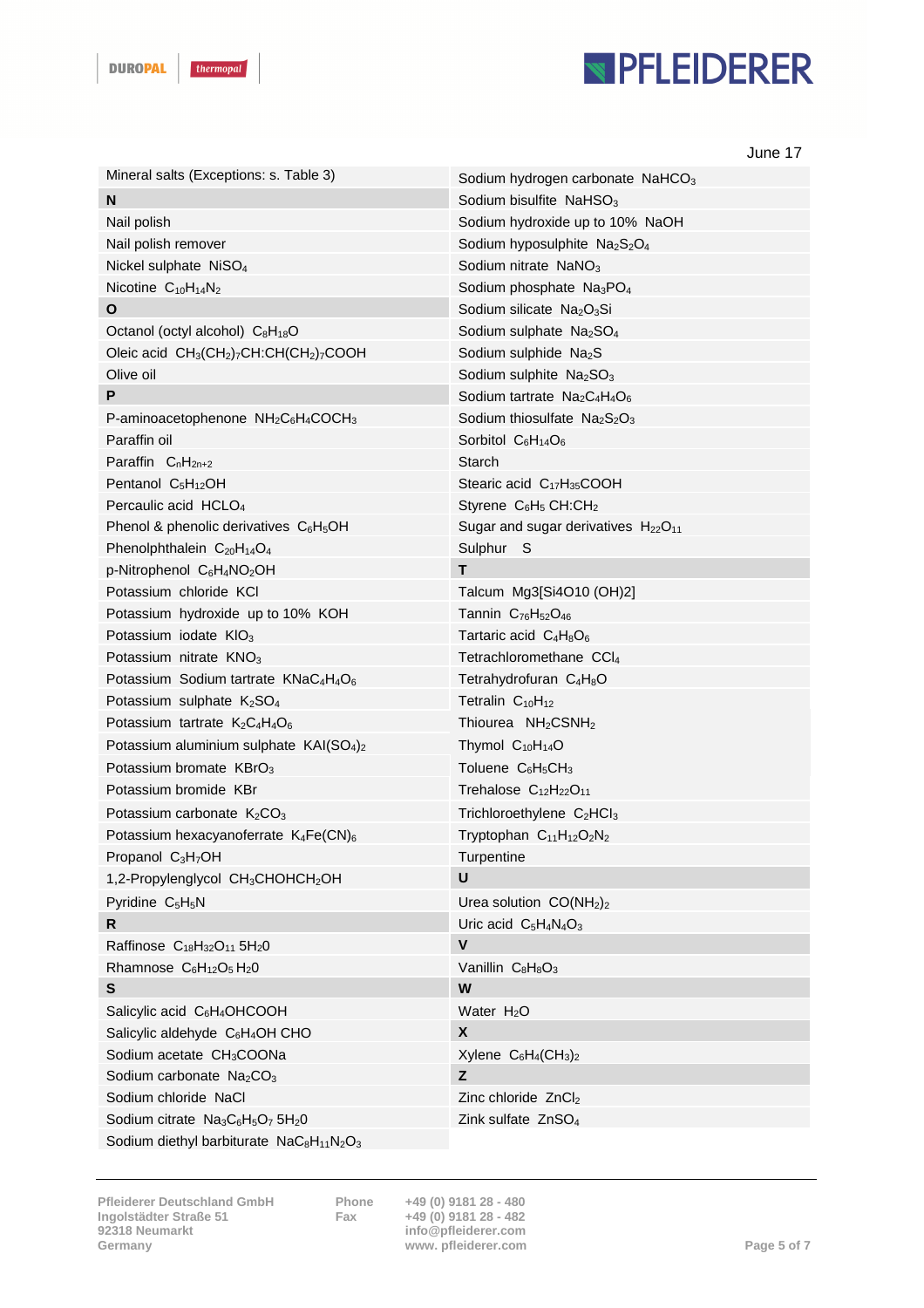June 17

| | |
|---|---|
| Mineral salts (Exceptions: s. Table 3) | Sodium hydrogen carbonate $NaHCO_3$ |
| **N** | Sodium bisulfite $NaHSO_3$ |
| Nail polish | Sodium hydroxide up to 10% NaOH |
| Nail polish remover | Sodium hyposulphite $Na_2S_2O_4$ |
| Nickel sulphate $NiSO_4$ | Sodium nitrate $NaNO_3$ |
| Nicotine $C_{10}H_{14}N_2$ | Sodium phosphate $Na_3PO_4$ |
| **O** | Sodium silicate $Na_2O_3Si$ |
| Octanol (octyl alcohol) $C_8H_{18}O$ | Sodium sulphate $Na_2SO_4$ |
| Oleic acid $CH_3(CH_2)_7CH{:}CH(CH_2)_7COOH$ | Sodium sulphide $Na_2S$ |
| Olive oil | Sodium sulphite $Na_2SO_3$ |
| **P** | Sodium tartrate $Na_2C_4H_4O_6$ |
| P-aminoacetophenone $NH_2C_6H_4COCH_3$ | Sodium thiosulfate $Na_2S_2O_3$ |
| Paraffin oil | Sorbitol $C_6H_{14}O_6$ |
| Paraffin $C_nH_{2n+2}$ | Starch |
| Pentanol $C_5H_{12}OH$ | Stearic acid $C_{17}H_{35}COOH$ |
| Percaulic acid $HClO_4$ | Styrene $C_6H_5$ $CH{:}CH_2$ |
| Phenol & phenolic derivatives $C_6H_5OH$ | Sugar and sugar derivatives $H_{22}O_{11}$ |
| Phenolphthalein $C_{20}H_{14}O_4$ | Sulphur S |
| p-Nitrophenol $C_6H_4NO_2OH$ | **T** |
| Potassium chloride KCl | Talcum Mg3[Si4O10 (OH)2] |
| Potassium hydroxide up to 10% KOH | Tannin $C_{76}H_{52}O_{46}$ |
| Potassium iodate $KIO_3$ | Tartaric acid $C_4H_6O_6$ |
| Potassium nitrate $KNO_3$ | Tetrachloromethane $CCl_4$ |
| Potassium Sodium tartrate $KNaC_4H_4O_6$ | Tetrahydrofuran $C_4H_8O$ |
| Potassium sulphate $K_2SO_4$ | Tetralin $C_{10}H_{12}$ |
| Potassium tartrate $K_2C_4H_4O_6$ | Thiourea $NH_2CSNH_2$ |
| Potassium aluminium sulphate $KAl(SO_4)_2$ | Thymol $C_{10}H_{14}O$ |
| Potassium bromate $KBrO_3$ | Toluene $C_6H_5CH_3$ |
| Potassium bromide KBr | Trehalose $C_{12}H_{22}O_{11}$ |
| Potassium carbonate $K_2CO_3$ | Trichloroethylene $C_2HCl_3$ |
| Potassium hexacyanoferrate $K_4Fe(CN)_6$ | Tryptophan $C_{11}H_{12}O_2N_2$ |
| Propanol $C_3H_7OH$ | Turpentine |
| 1,2-Propylenglycol $CH_3CHOHCH_2OH$ | **U** |
| Pyridine $C_5H_5N$ | Urea solution $CO(NH_2)_2$ |
| **R** | Uric acid $C_5H_4N_4O_3$ |
| Raffinose $C_{18}H_{32}O_{11}$ $5H_20$ | **V** |
| Rhamnose $C_6H_{12}O_5$ $H_20$ | Vanillin $C_8H_8O_3$ |
| **S** | **W** |
| Salicylic acid $C_6H_4OHCOOH$ | Water $H_2O$ |
| Salicylic aldehyde $C_6H_4OH$ CHO | **X** |
| Sodium acetate $CH_3COONa$ | Xylene $C_6H_4(CH_3)_2$ |
| Sodium carbonate $Na_2CO_3$ | **Z** |
| Sodium chloride NaCl | Zinc chloride $ZnCl_2$ |
| Sodium citrate $Na_3C_6H_5O_7$ $5H_20$ | Zink sulfate $ZnSO_4$ |
| Sodium diethyl barbiturate $NaC_8H_{11}N_2O_3$ | |

Pfleiderer Deutschland GmbH
Ingolstädter Straße 51
92318 Neumarkt
Germany

Phone +49 (0) 9181 28 - 480
Fax +49 (0) 9181 28 - 482
info@pfleiderer.com
www. pfleiderer.com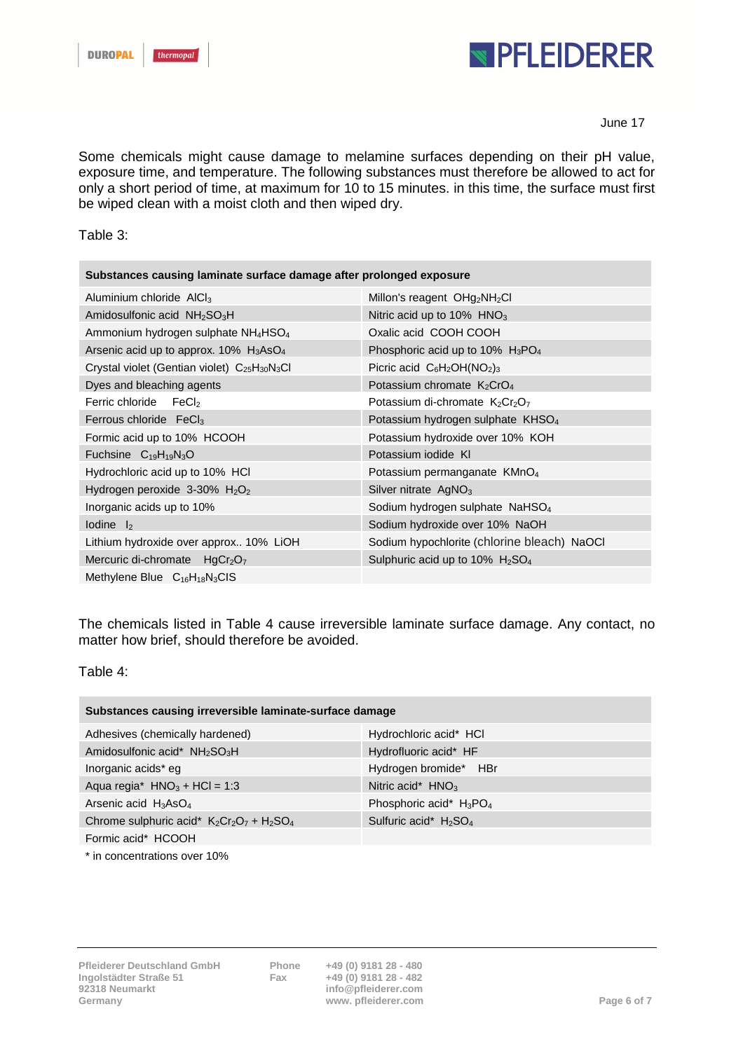June 17

Some chemicals might cause damage to melamine surfaces depending on their pH value, exposure time, and temperature. The following substances must therefore be allowed to act for only a short period of time, at maximum for 10 to 15 minutes. in this time, the surface must first be wiped clean with a moist cloth and then wiped dry.

Table 3:

| Substances causing laminate surface damage after prolonged exposure | |
|---|---|
| Aluminium chloride $AlCl_3$ | Millon's reagent $OHg_2NH_2Cl$ |
| Amidosulfonic acid $NH_2SO_3H$ | Nitric acid up to 10% $HNO_3$ |
| Ammonium hydrogen sulphate $NH_4HSO_4$ | Oxalic acid COOH COOH |
| Arsenic acid up to approx. 10% $H_3AsO_4$ | Phosphoric acid up to 10% $H_3PO_4$ |
| Crystal violet (Gentian violet) $C_{25}H_{30}N_3Cl$ | Picric acid $C_6H_2OH(NO_2)_3$ |
| Dyes and bleaching agents | Potassium chromate $K_2CrO_4$ |
| Ferric chloride $FeCl_2$ | Potassium di-chromate $K_2Cr_2O_7$ |
| Ferrous chloride $FeCl_3$ | Potassium hydrogen sulphate $KHSO_4$ |
| Formic acid up to 10% HCOOH | Potassium hydroxide over 10% KOH |
| Fuchsine $C_{19}H_{19}N_3O$ | Potassium iodide KI |
| Hydrochloric acid up to 10% HCl | Potassium permanganate $KMnO_4$ |
| Hydrogen peroxide 3-30% $H_2O_2$ | Silver nitrate $AgNO_3$ |
| Inorganic acids up to 10% | Sodium hydrogen sulphate $NaHSO_4$ |
| Iodine $I_2$ | Sodium hydroxide over 10% NaOH |
| Lithium hydroxide over approx.. 10% LiOH | Sodium hypochlorite (chlorine bleach) NaOCl |
| Mercuric di-chromate $HgCr_2O_7$ | Sulphuric acid up to 10% $H_2SO_4$ |
| Methylene Blue $C_{16}H_{18}N_3ClS$ | |

The chemicals listed in Table 4 cause irreversible laminate surface damage. Any contact, no matter how brief, should therefore be avoided.

Table 4:

| Substances causing irreversible laminate-surface damage | |
|---|---|
| Adhesives (chemically hardened) | Hydrochloric acid* HCl |
| Amidosulfonic acid* $NH_2SO_3H$ | Hydrofluoric acid* HF |
| Inorganic acids* eg | Hydrogen bromide* HBr |
| Aqua regia* $HNO_3$ + HCl = 1:3 | Nitric acid* $HNO_3$ |
| Arsenic acid $H_3AsO_4$ | Phosphoric acid* $H_3PO_4$ |
| Chrome sulphuric acid* $K_2Cr_2O_7 + H_2SO_4$ | Sulfuric acid* $H_2SO_4$ |
| Formic acid* HCOOH | |

* in concentrations over 10%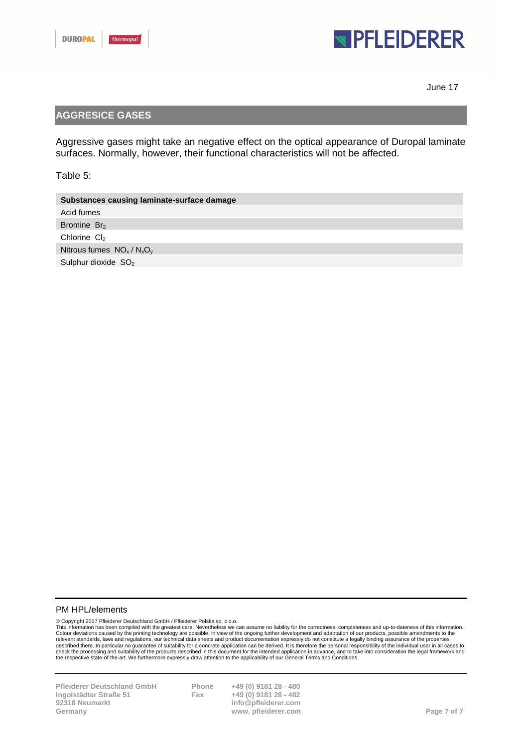June 17

## AGGRESICE GASES

Aggressive gases might take an negative effect on the optical appearance of Duropal laminate surfaces. Normally, however, their functional characteristics will not be affected.

Table 5:

| Substances causing laminate-surface damage |
|---|
| Acid fumes |
| Bromine $Br_2$ |
| Chlorine $Cl_2$ |
| Nitrous fumes $NO_x$ / $N_xO_y$ |
| Sulphur dioxide $SO_2$ |

PM HPL/elements

© Copyright 2017 Pfleiderer Deutschland GmbH / Pfleiderer Polska sp. z o.o.
This information has been compiled with the greatest care. Nevertheless we can assume no liability for the correctness, completeness and up-to-dateness of this information. Colour deviations caused by the printing technology are possible. In view of the ongoing further development and adaptation of our products, possible amendments to the relevant standards, laws and regulations, our technical data sheets and product documentation expressly do not constitute a legally binding assurance of the properties described there. In particular no guarantee of suitability for a concrete application can be derived. It is therefore the personal responsibility of the individual user in all cases to check the processing and suitability of the products described in this document for the intended application in advance, and to take into consideration the legal framework and the respective state-of-the-art. We furthermore expressly draw attention to the applicability of our General Terms and Conditions.

Pfleiderer Deutschland GmbH
Ingolstädter Straße 51
92318 Neumarkt
Germany

Phone +49 (0) 9181 28 - 480
Fax +49 (0) 9181 28 - 482
info@pfleiderer.com
www. pfleiderer.com